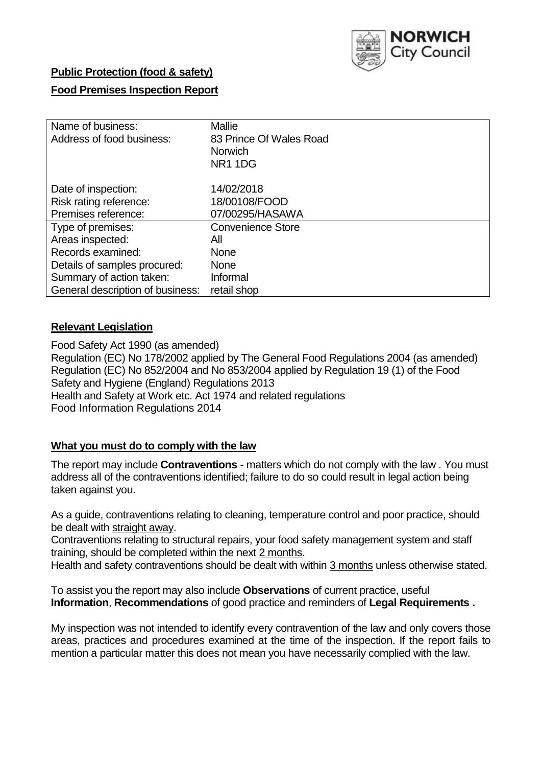**Public Protection (food & safety)**

**Food Premises Inspection Report**

| | |
|---|---|
| Name of business: | Mallie |
| Address of food business: | 83 Prince Of Wales Road<br>Norwich<br>NR1 1DG |
| Date of inspection: | 14/02/2018 |
| Risk rating reference: | 18/00108/FOOD |
| Premises reference: | 07/00295/HASAWA |
| Type of premises: | Convenience Store |
| Areas inspected: | All |
| Records examined: | None |
| Details of samples procured: | None |
| Summary of action taken: | Informal |
| General description of business: | retail shop |

## Relevant Legislation

Food Safety Act 1990 (as amended)
Regulation (EC) No 178/2002 applied by The General Food Regulations 2004 (as amended)
Regulation (EC) No 852/2004 and No 853/2004 applied by Regulation 19 (1) of the Food Safety and Hygiene (England) Regulations 2013
Health and Safety at Work etc. Act 1974 and related regulations
Food Information Regulations 2014

## What you must do to comply with the law

The report may include **Contraventions** - matters which do not comply with the law . You must address all of the contraventions identified; failure to do so could result in legal action being taken against you.

As a guide, contraventions relating to cleaning, temperature control and poor practice, should be dealt with straight away.

Contraventions relating to structural repairs, your food safety management system and staff training, should be completed within the next 2 months.

Health and safety contraventions should be dealt with within 3 months unless otherwise stated.

To assist you the report may also include **Observations** of current practice, useful **Information**, **Recommendations** of good practice and reminders of **Legal Requirements .**

My inspection was not intended to identify every contravention of the law and only covers those areas, practices and procedures examined at the time of the inspection. If the report fails to mention a particular matter this does not mean you have necessarily complied with the law.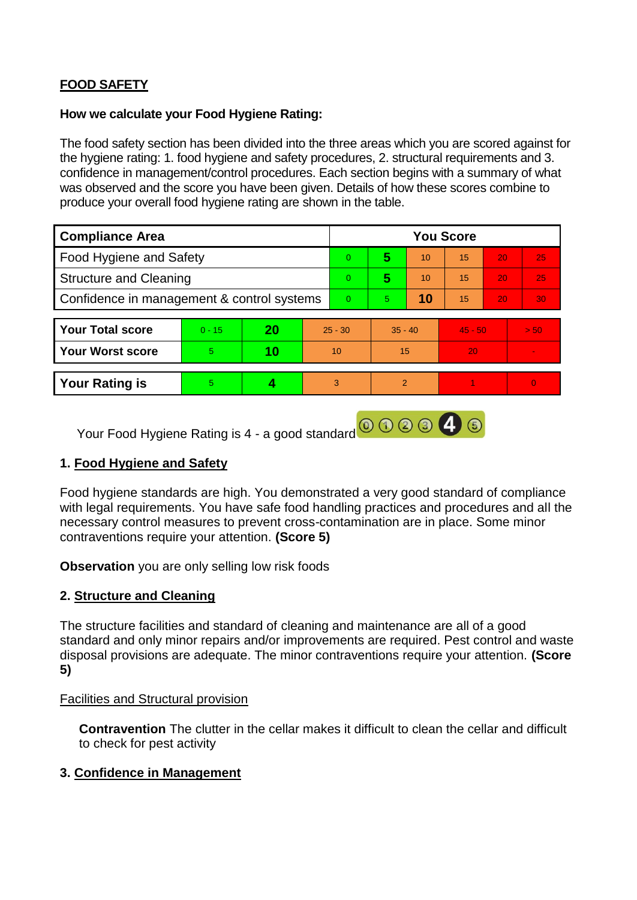**FOOD SAFETY**

**How we calculate your Food Hygiene Rating:**

The food safety section has been divided into the three areas which you are scored against for the hygiene rating: 1. food hygiene and safety procedures, 2. structural requirements and 3. confidence in management/control procedures. Each section begins with a summary of what was observed and the score you have been given. Details of how these scores combine to produce your overall food hygiene rating are shown in the table.

| Compliance Area | You Score | | | | | |
|---|---|---|---|---|---|---|
| Food Hygiene and Safety | 0 | **5** | 10 | 15 | 20 | 25 |
| Structure and Cleaning | 0 | **5** | 10 | 15 | 20 | 25 |
| Confidence in management & control systems | 0 | 5 | **10** | 15 | 20 | 30 |

| | | | | | | |
|---|---|---|---|---|---|---|
| **Your Total score** | 0 - 15 | **20** | 25 - 30 | 35 - 40 | 45 - 50 | > 50 |
| **Your Worst score** | 5 | **10** | 10 | 15 | 20 | - |

| | | | | | | |
|---|---|---|---|---|---|---|
| **Your Rating is** | 5 | **4** | 3 | 2 | 1 | 0 |

Your Food Hygiene Rating is 4 - a good standard

## 1. Food Hygiene and Safety

Food hygiene standards are high. You demonstrated a very good standard of compliance with legal requirements. You have safe food handling practices and procedures and all the necessary control measures to prevent cross-contamination are in place. Some minor contraventions require your attention. **(Score 5)**

**Observation** you are only selling low risk foods

## 2. Structure and Cleaning

The structure facilities and standard of cleaning and maintenance are all of a good standard and only minor repairs and/or improvements are required. Pest control and waste disposal provisions are adequate. The minor contraventions require your attention. **(Score 5)**

Facilities and Structural provision

**Contravention** The clutter in the cellar makes it difficult to clean the cellar and difficult to check for pest activity

## 3. Confidence in Management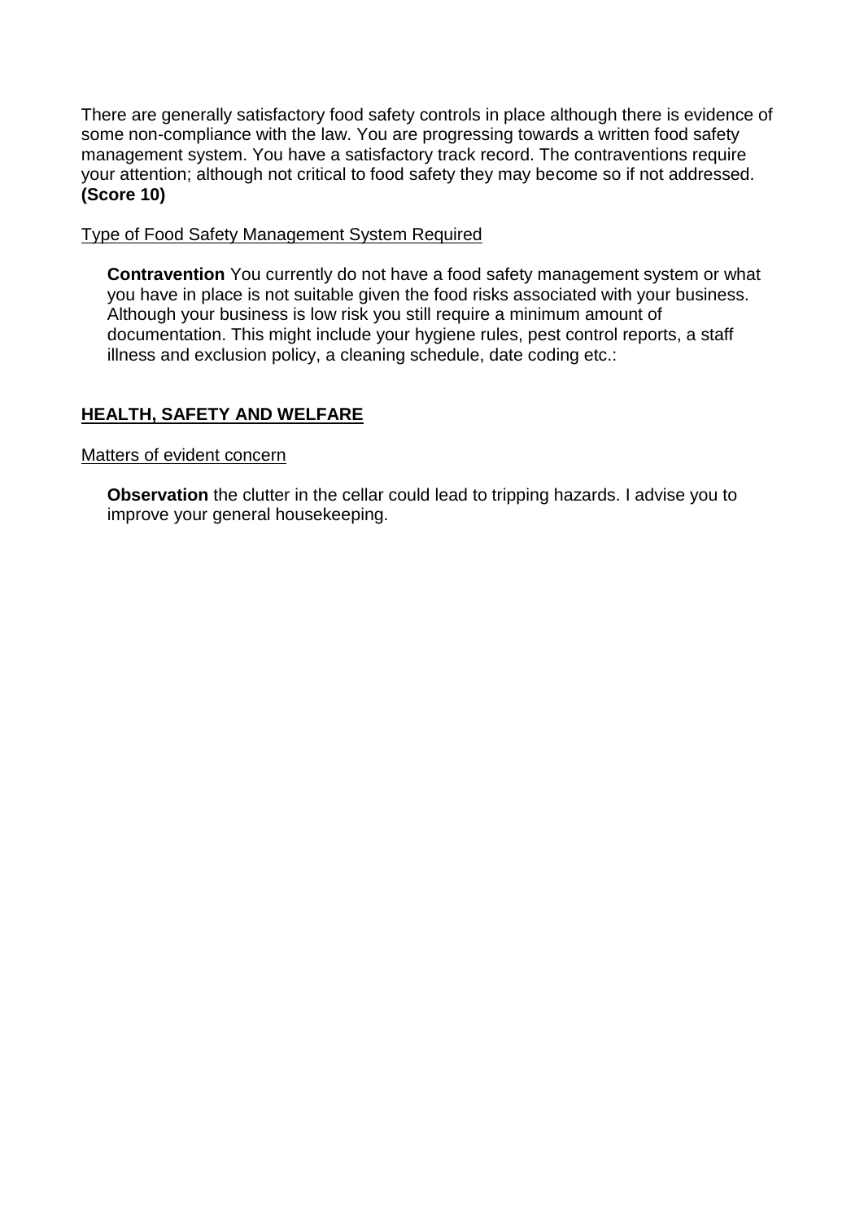There are generally satisfactory food safety controls in place although there is evidence of some non-compliance with the law. You are progressing towards a written food safety management system. You have a satisfactory track record. The contraventions require your attention; although not critical to food safety they may become so if not addressed. **(Score 10)**

Type of Food Safety Management System Required

**Contravention** You currently do not have a food safety management system or what you have in place is not suitable given the food risks associated with your business. Although your business is low risk you still require a minimum amount of documentation. This might include your hygiene rules, pest control reports, a staff illness and exclusion policy, a cleaning schedule, date coding etc.:

## HEALTH, SAFETY AND WELFARE

Matters of evident concern

**Observation** the clutter in the cellar could lead to tripping hazards. I advise you to improve your general housekeeping.